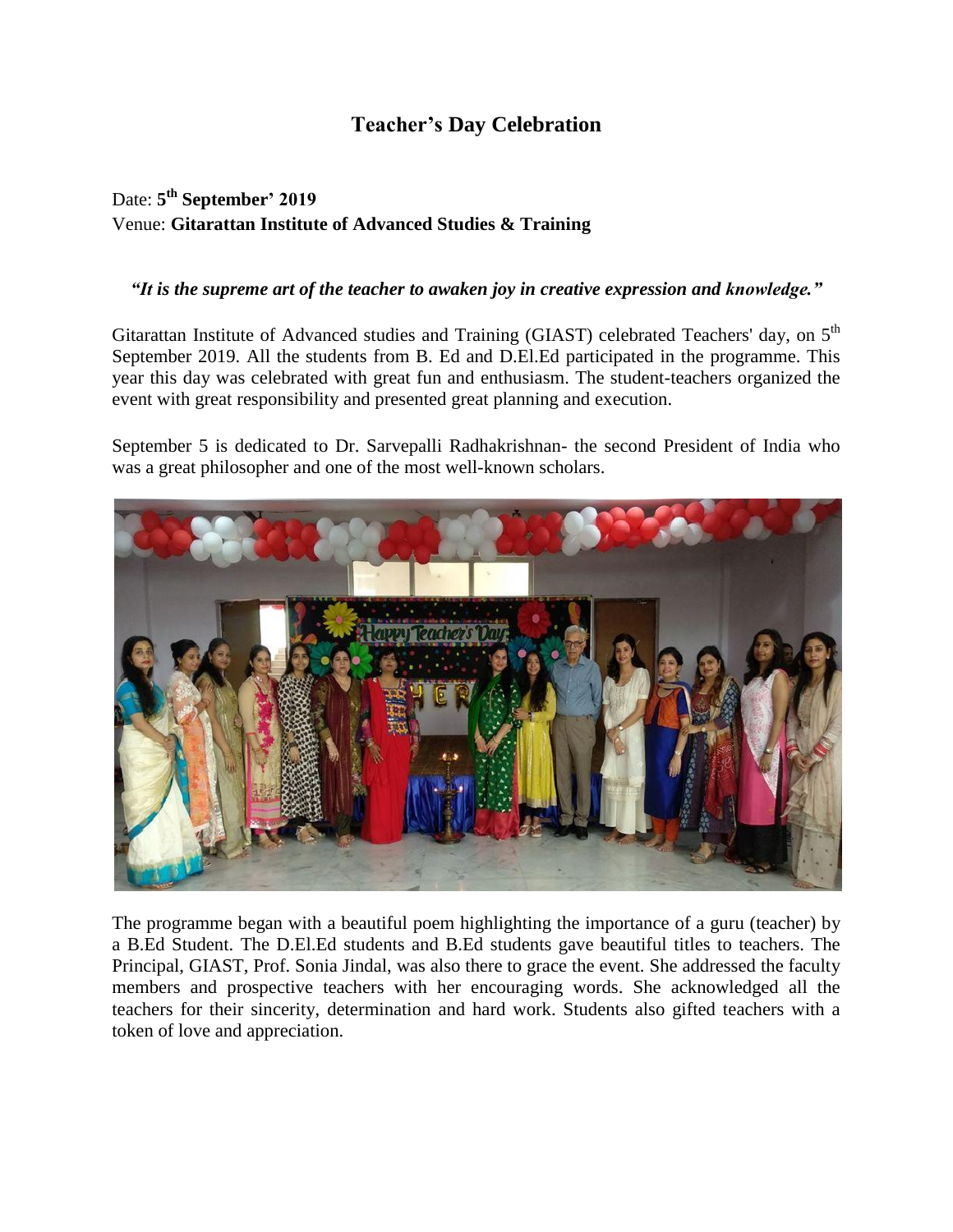# Teacher's Day Celebration

Date: **5th September' 2019**
Venue: **Gitarattan Institute of Advanced Studies & Training**

***"It is the supreme art of the teacher to awaken joy in creative expression and knowledge."***

Gitarattan Institute of Advanced studies and Training (GIAST) celebrated Teachers' day, on 5th September 2019. All the students from B. Ed and D.El.Ed participated in the programme. This year this day was celebrated with great fun and enthusiasm. The student-teachers organized the event with great responsibility and presented great planning and execution.

September 5 is dedicated to Dr. Sarvepalli Radhakrishnan- the second President of India who was a great philosopher and one of the most well-known scholars.

The programme began with a beautiful poem highlighting the importance of a guru (teacher) by a B.Ed Student. The D.El.Ed students and B.Ed students gave beautiful titles to teachers. The Principal, GIAST, Prof. Sonia Jindal, was also there to grace the event. She addressed the faculty members and prospective teachers with her encouraging words. She acknowledged all the teachers for their sincerity, determination and hard work. Students also gifted teachers with a token of love and appreciation.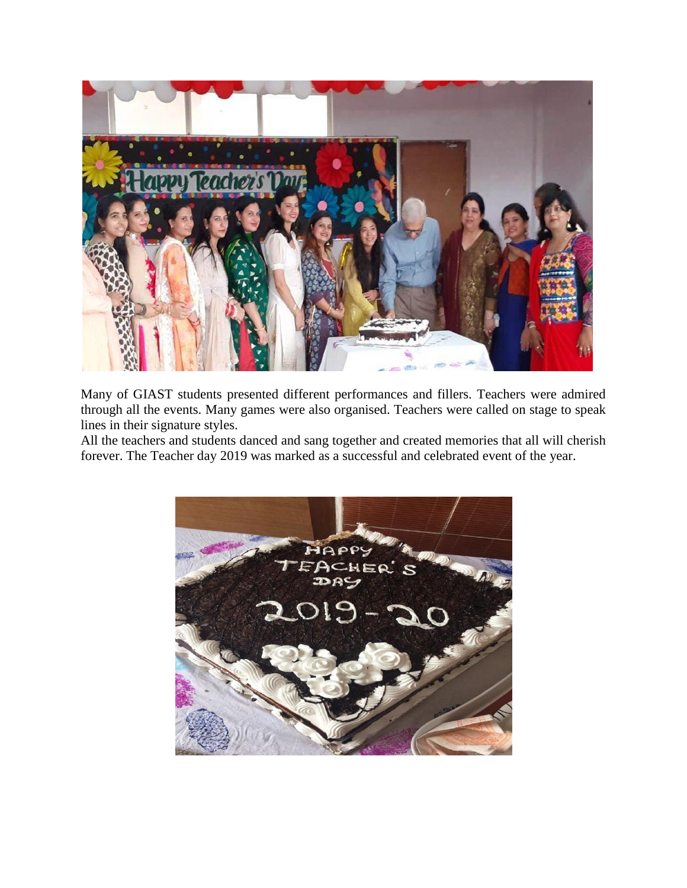Many of GIAST students presented different performances and fillers. Teachers were admired through all the events. Many games were also organised. Teachers were called on stage to speak lines in their signature styles.

All the teachers and students danced and sang together and created memories that all will cherish forever. The Teacher day 2019 was marked as a successful and celebrated event of the year.